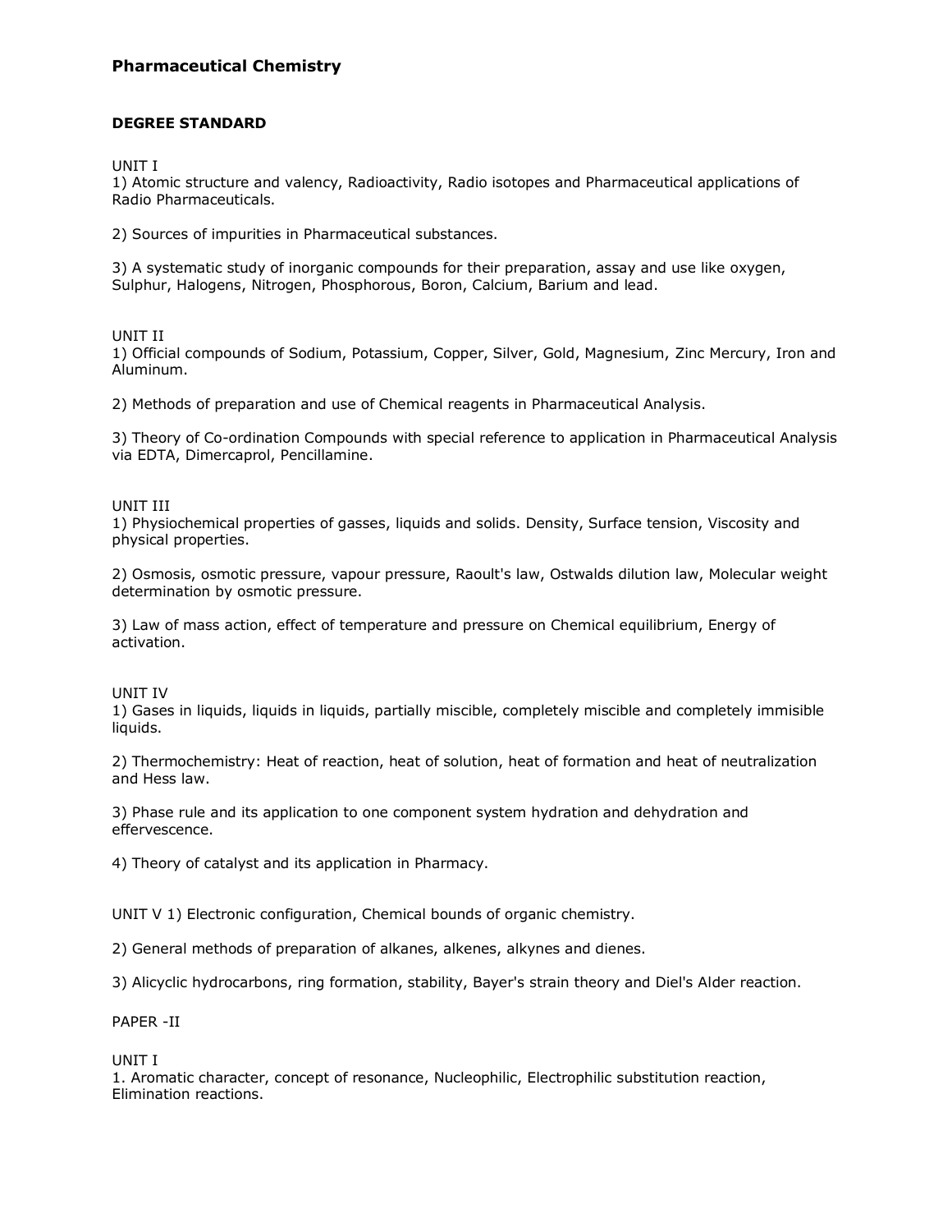# Pharmaceutical Chemistry

## DEGREE STANDARD

UNIT I

1) Atomic structure and valency, Radioactivity, Radio isotopes and Pharmaceutical applications of Radio Pharmaceuticals.

2) Sources of impurities in Pharmaceutical substances.

3) A systematic study of inorganic compounds for their preparation, assay and use like oxygen, Sulphur, Halogens, Nitrogen, Phosphorous, Boron, Calcium, Barium and lead.

UNIT II

1) Official compounds of Sodium, Potassium, Copper, Silver, Gold, Magnesium, Zinc Mercury, Iron and Aluminum.

2) Methods of preparation and use of Chemical reagents in Pharmaceutical Analysis.

3) Theory of Co-ordination Compounds with special reference to application in Pharmaceutical Analysis via EDTA, Dimercaprol, Pencillamine.

UNIT III

1) Physiochemical properties of gasses, liquids and solids. Density, Surface tension, Viscosity and physical properties.

2) Osmosis, osmotic pressure, vapour pressure, Raoult's law, Ostwalds dilution law, Molecular weight determination by osmotic pressure.

3) Law of mass action, effect of temperature and pressure on Chemical equilibrium, Energy of activation.

UNIT IV

1) Gases in liquids, liquids in liquids, partially miscible, completely miscible and completely immisible liquids.

2) Thermochemistry: Heat of reaction, heat of solution, heat of formation and heat of neutralization and Hess law.

3) Phase rule and its application to one component system hydration and dehydration and effervescence.

4) Theory of catalyst and its application in Pharmacy.

UNIT V 1) Electronic configuration, Chemical bounds of organic chemistry.

2) General methods of preparation of alkanes, alkenes, alkynes and dienes.

3) Alicyclic hydrocarbons, ring formation, stability, Bayer's strain theory and Diel's Alder reaction.

PAPER -II

UNIT I

1. Aromatic character, concept of resonance, Nucleophilic, Electrophilic substitution reaction, Elimination reactions.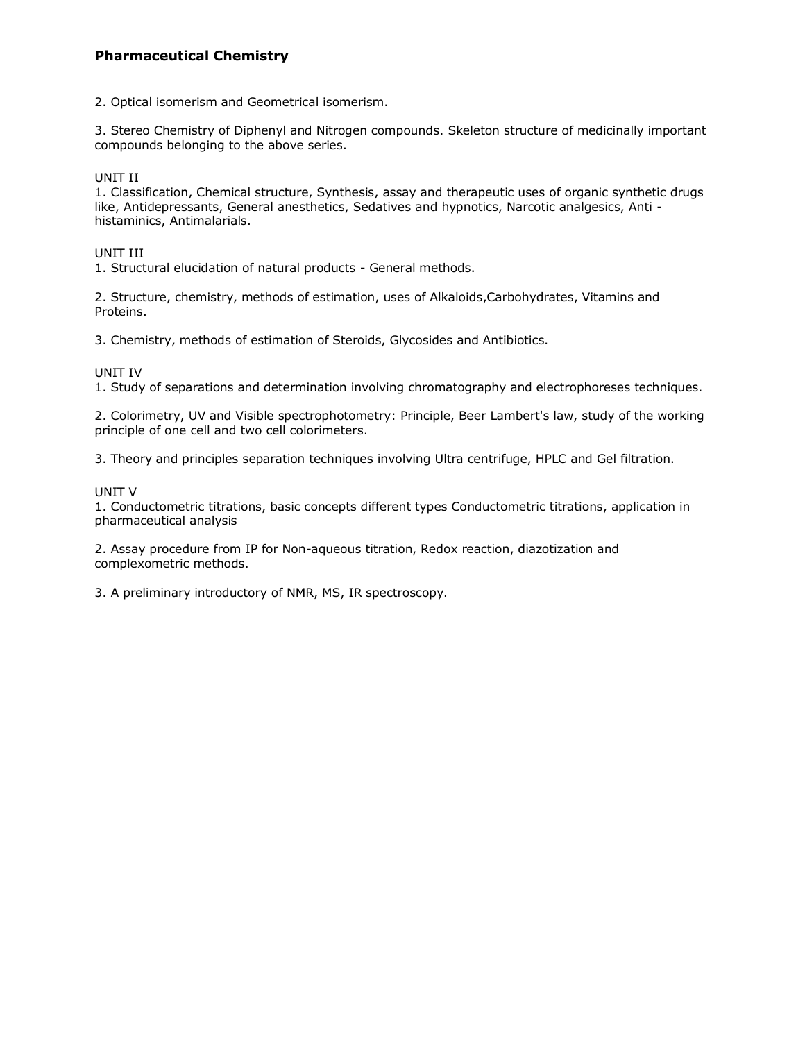**Pharmaceutical Chemistry**

2. Optical isomerism and Geometrical isomerism.

3. Stereo Chemistry of Diphenyl and Nitrogen compounds. Skeleton structure of medicinally important compounds belonging to the above series.

UNIT II

1. Classification, Chemical structure, Synthesis, assay and therapeutic uses of organic synthetic drugs like, Antidepressants, General anesthetics, Sedatives and hypnotics, Narcotic analgesics, Anti - histaminics, Antimalarials.

UNIT III

1. Structural elucidation of natural products - General methods.

2. Structure, chemistry, methods of estimation, uses of Alkaloids,Carbohydrates, Vitamins and Proteins.

3. Chemistry, methods of estimation of Steroids, Glycosides and Antibiotics.

UNIT IV

1. Study of separations and determination involving chromatography and electrophoreses techniques.

2. Colorimetry, UV and Visible spectrophotometry: Principle, Beer Lambert's law, study of the working principle of one cell and two cell colorimeters.

3. Theory and principles separation techniques involving Ultra centrifuge, HPLC and Gel filtration.

UNIT V

1. Conductometric titrations, basic concepts different types Conductometric titrations, application in pharmaceutical analysis

2. Assay procedure from IP for Non-aqueous titration, Redox reaction, diazotization and complexometric methods.

3. A preliminary introductory of NMR, MS, IR spectroscopy.